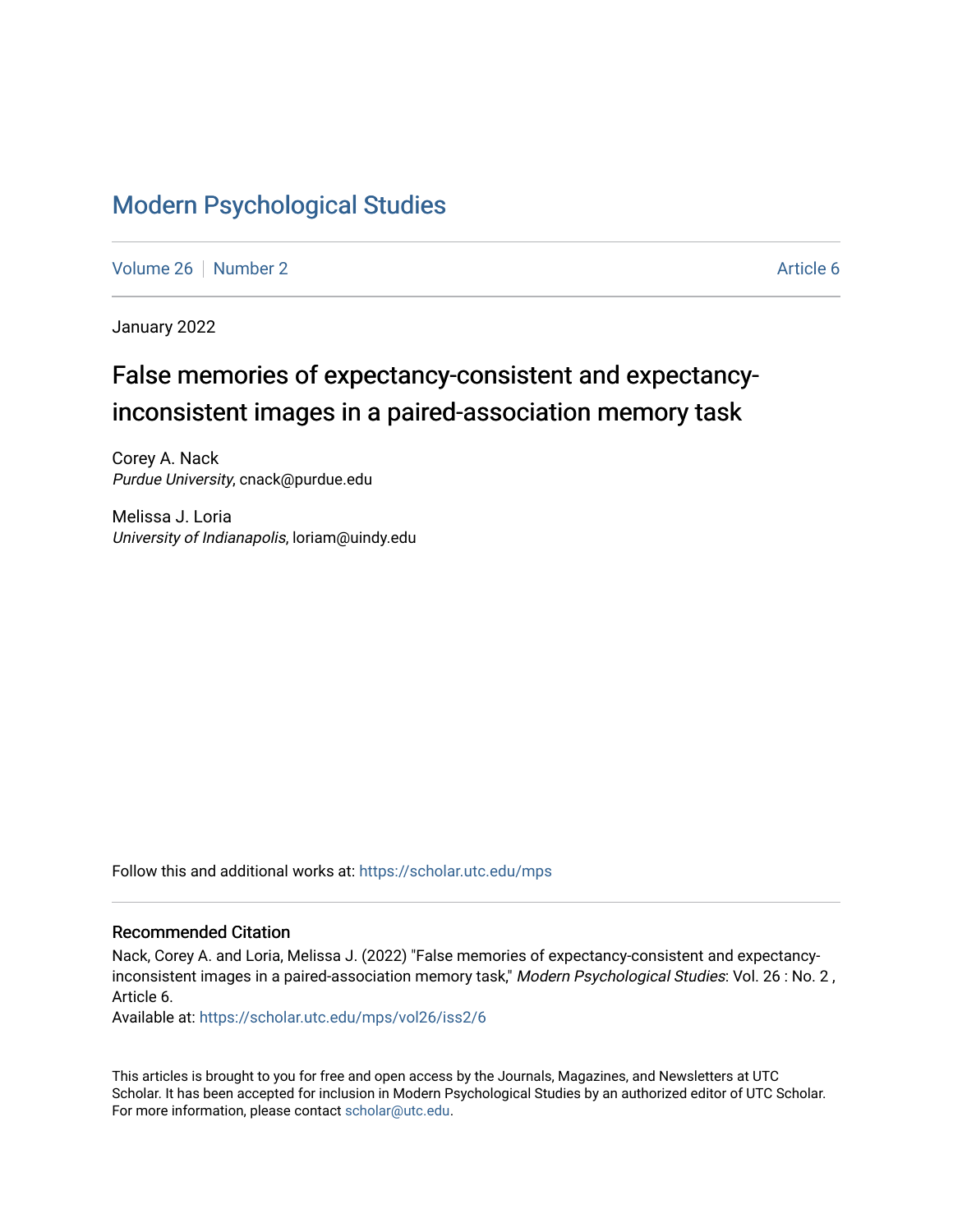# Modern Psychological Studies

Volume 26 | Number 2 | Article 6

January 2022

## False memories of expectancy-consistent and expectancy-inconsistent images in a paired-association memory task

Corey A. Nack
*Purdue University*, cnack@purdue.edu

Melissa J. Loria
*University of Indianapolis*, loriam@uindy.edu

Follow this and additional works at: https://scholar.utc.edu/mps

### Recommended Citation

Nack, Corey A. and Loria, Melissa J. (2022) "False memories of expectancy-consistent and expectancy-inconsistent images in a paired-association memory task," *Modern Psychological Studies*: Vol. 26 : No. 2 , Article 6.
Available at: https://scholar.utc.edu/mps/vol26/iss2/6

This articles is brought to you for free and open access by the Journals, Magazines, and Newsletters at UTC Scholar. It has been accepted for inclusion in Modern Psychological Studies by an authorized editor of UTC Scholar. For more information, please contact scholar@utc.edu.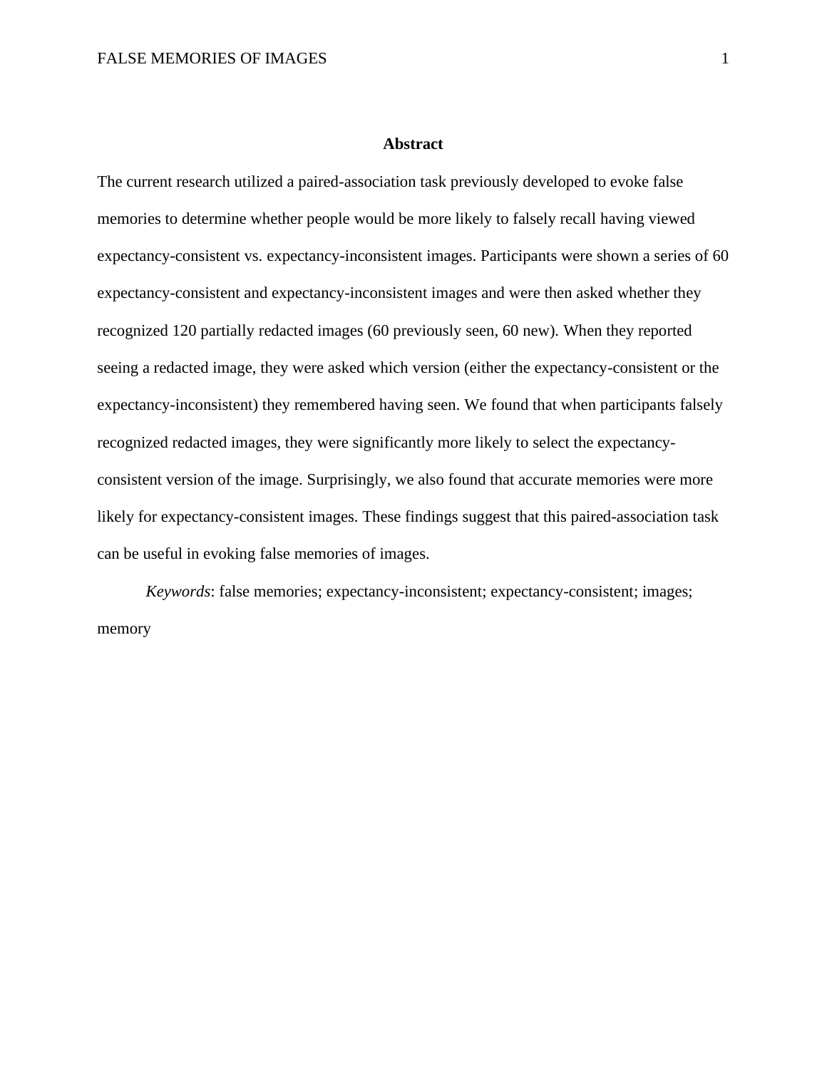## Abstract

The current research utilized a paired-association task previously developed to evoke false memories to determine whether people would be more likely to falsely recall having viewed expectancy-consistent vs. expectancy-inconsistent images. Participants were shown a series of 60 expectancy-consistent and expectancy-inconsistent images and were then asked whether they recognized 120 partially redacted images (60 previously seen, 60 new). When they reported seeing a redacted image, they were asked which version (either the expectancy-consistent or the expectancy-inconsistent) they remembered having seen. We found that when participants falsely recognized redacted images, they were significantly more likely to select the expectancy-consistent version of the image. Surprisingly, we also found that accurate memories were more likely for expectancy-consistent images. These findings suggest that this paired-association task can be useful in evoking false memories of images.

*Keywords*: false memories; expectancy-inconsistent; expectancy-consistent; images; memory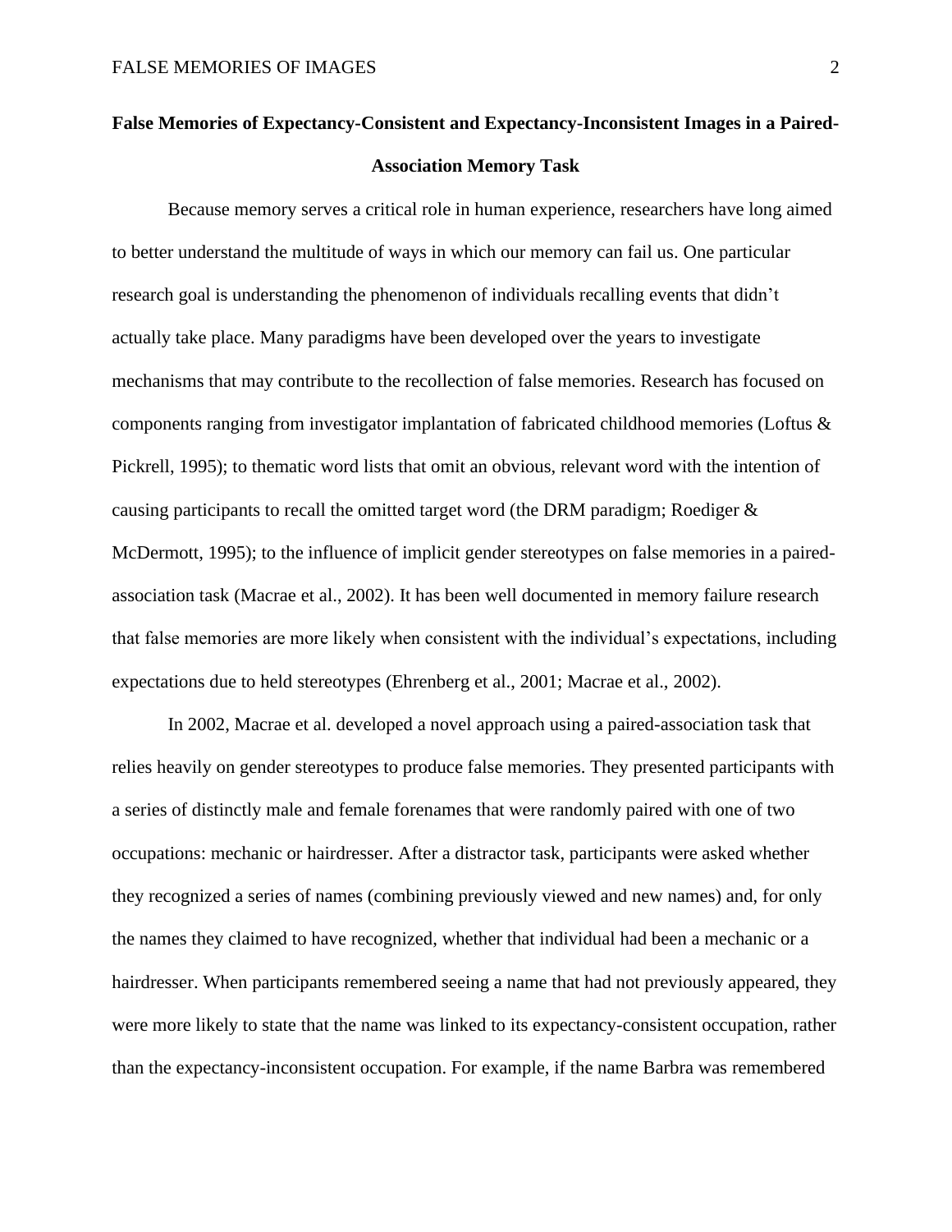# False Memories of Expectancy-Consistent and Expectancy-Inconsistent Images in a Paired-Association Memory Task

Because memory serves a critical role in human experience, researchers have long aimed to better understand the multitude of ways in which our memory can fail us. One particular research goal is understanding the phenomenon of individuals recalling events that didn't actually take place. Many paradigms have been developed over the years to investigate mechanisms that may contribute to the recollection of false memories. Research has focused on components ranging from investigator implantation of fabricated childhood memories (Loftus & Pickrell, 1995); to thematic word lists that omit an obvious, relevant word with the intention of causing participants to recall the omitted target word (the DRM paradigm; Roediger & McDermott, 1995); to the influence of implicit gender stereotypes on false memories in a paired-association task (Macrae et al., 2002). It has been well documented in memory failure research that false memories are more likely when consistent with the individual's expectations, including expectations due to held stereotypes (Ehrenberg et al., 2001; Macrae et al., 2002).

In 2002, Macrae et al. developed a novel approach using a paired-association task that relies heavily on gender stereotypes to produce false memories. They presented participants with a series of distinctly male and female forenames that were randomly paired with one of two occupations: mechanic or hairdresser. After a distractor task, participants were asked whether they recognized a series of names (combining previously viewed and new names) and, for only the names they claimed to have recognized, whether that individual had been a mechanic or a hairdresser. When participants remembered seeing a name that had not previously appeared, they were more likely to state that the name was linked to its expectancy-consistent occupation, rather than the expectancy-inconsistent occupation. For example, if the name Barbra was remembered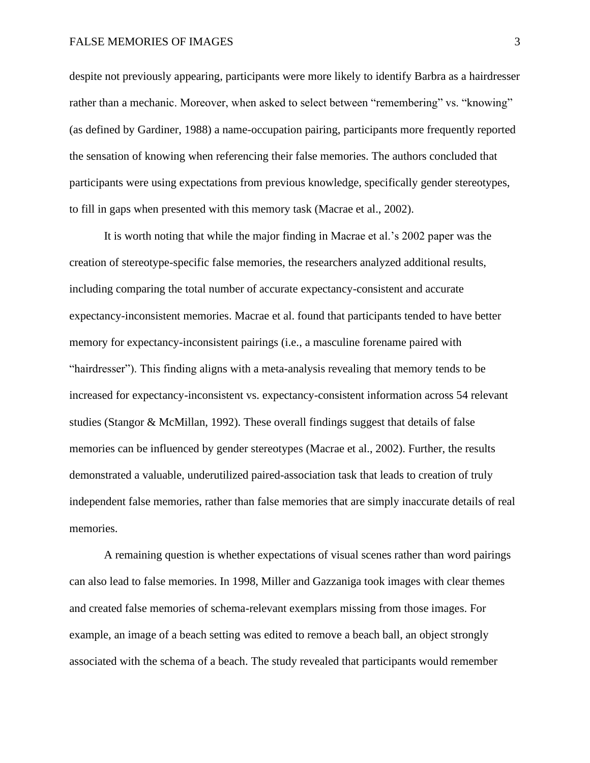despite not previously appearing, participants were more likely to identify Barbra as a hairdresser rather than a mechanic. Moreover, when asked to select between "remembering" vs. "knowing" (as defined by Gardiner, 1988) a name-occupation pairing, participants more frequently reported the sensation of knowing when referencing their false memories. The authors concluded that participants were using expectations from previous knowledge, specifically gender stereotypes, to fill in gaps when presented with this memory task (Macrae et al., 2002).

It is worth noting that while the major finding in Macrae et al.'s 2002 paper was the creation of stereotype-specific false memories, the researchers analyzed additional results, including comparing the total number of accurate expectancy-consistent and accurate expectancy-inconsistent memories. Macrae et al. found that participants tended to have better memory for expectancy-inconsistent pairings (i.e., a masculine forename paired with "hairdresser"). This finding aligns with a meta-analysis revealing that memory tends to be increased for expectancy-inconsistent vs. expectancy-consistent information across 54 relevant studies (Stangor & McMillan, 1992). These overall findings suggest that details of false memories can be influenced by gender stereotypes (Macrae et al., 2002). Further, the results demonstrated a valuable, underutilized paired-association task that leads to creation of truly independent false memories, rather than false memories that are simply inaccurate details of real memories.

A remaining question is whether expectations of visual scenes rather than word pairings can also lead to false memories. In 1998, Miller and Gazzaniga took images with clear themes and created false memories of schema-relevant exemplars missing from those images. For example, an image of a beach setting was edited to remove a beach ball, an object strongly associated with the schema of a beach. The study revealed that participants would remember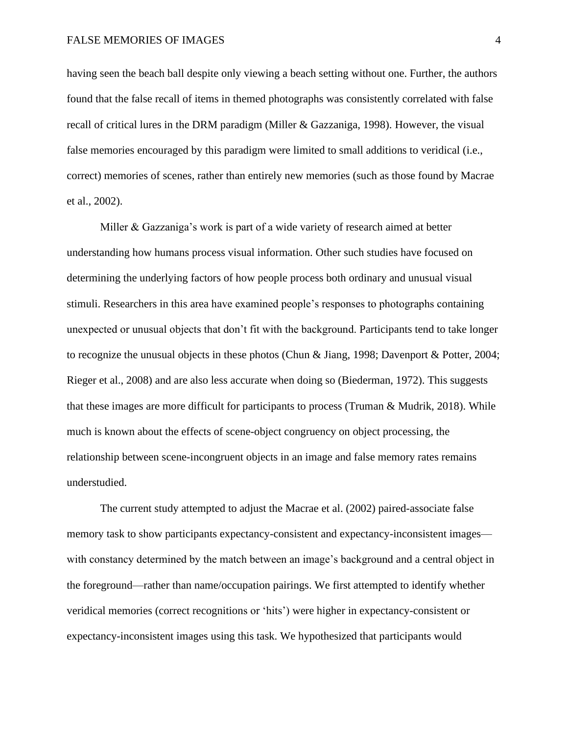having seen the beach ball despite only viewing a beach setting without one. Further, the authors found that the false recall of items in themed photographs was consistently correlated with false recall of critical lures in the DRM paradigm (Miller & Gazzaniga, 1998). However, the visual false memories encouraged by this paradigm were limited to small additions to veridical (i.e., correct) memories of scenes, rather than entirely new memories (such as those found by Macrae et al., 2002).

Miller & Gazzaniga's work is part of a wide variety of research aimed at better understanding how humans process visual information. Other such studies have focused on determining the underlying factors of how people process both ordinary and unusual visual stimuli. Researchers in this area have examined people's responses to photographs containing unexpected or unusual objects that don't fit with the background. Participants tend to take longer to recognize the unusual objects in these photos (Chun & Jiang, 1998; Davenport & Potter, 2004; Rieger et al., 2008) and are also less accurate when doing so (Biederman, 1972). This suggests that these images are more difficult for participants to process (Truman & Mudrik, 2018). While much is known about the effects of scene-object congruency on object processing, the relationship between scene-incongruent objects in an image and false memory rates remains understudied.

The current study attempted to adjust the Macrae et al. (2002) paired-associate false memory task to show participants expectancy-consistent and expectancy-inconsistent images—with constancy determined by the match between an image's background and a central object in the foreground—rather than name/occupation pairings. We first attempted to identify whether veridical memories (correct recognitions or 'hits') were higher in expectancy-consistent or expectancy-inconsistent images using this task. We hypothesized that participants would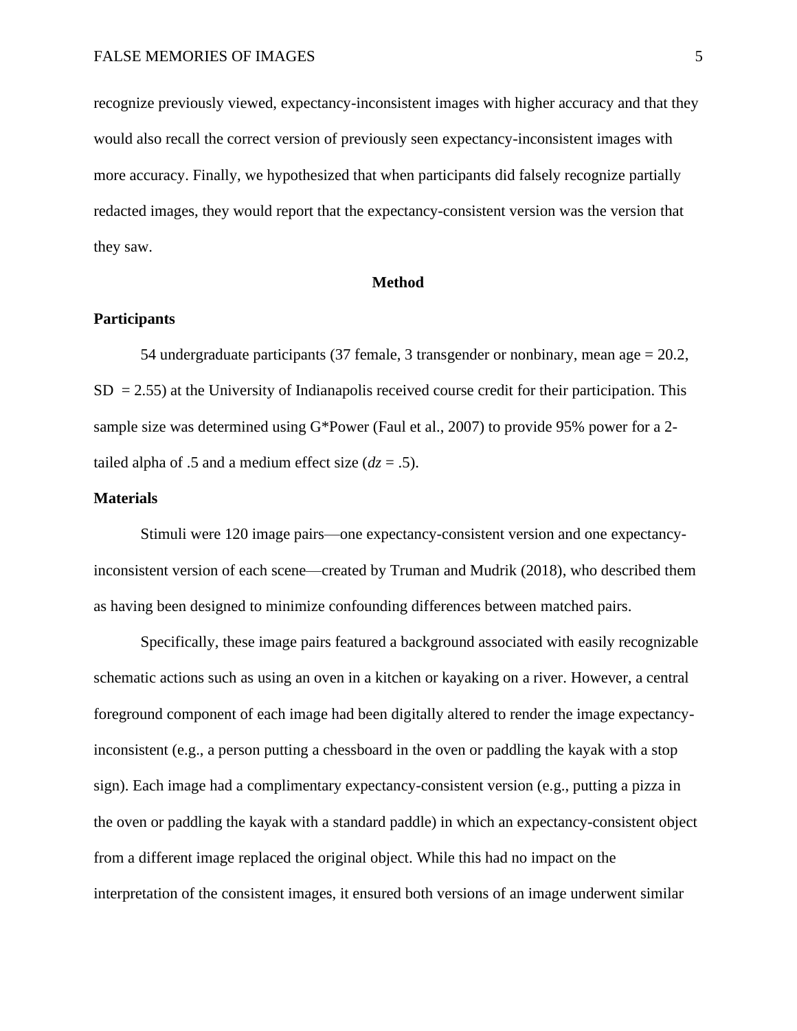recognize previously viewed, expectancy-inconsistent images with higher accuracy and that they would also recall the correct version of previously seen expectancy-inconsistent images with more accuracy. Finally, we hypothesized that when participants did falsely recognize partially redacted images, they would report that the expectancy-consistent version was the version that they saw.

## Method

### Participants

54 undergraduate participants (37 female, 3 transgender or nonbinary, mean age = 20.2, SD = 2.55) at the University of Indianapolis received course credit for their participation. This sample size was determined using G*Power (Faul et al., 2007) to provide 95% power for a 2-tailed alpha of .5 and a medium effect size (*dz* = .5).

### Materials

Stimuli were 120 image pairs—one expectancy-consistent version and one expectancy-inconsistent version of each scene—created by Truman and Mudrik (2018), who described them as having been designed to minimize confounding differences between matched pairs.

Specifically, these image pairs featured a background associated with easily recognizable schematic actions such as using an oven in a kitchen or kayaking on a river. However, a central foreground component of each image had been digitally altered to render the image expectancy-inconsistent (e.g., a person putting a chessboard in the oven or paddling the kayak with a stop sign). Each image had a complimentary expectancy-consistent version (e.g., putting a pizza in the oven or paddling the kayak with a standard paddle) in which an expectancy-consistent object from a different image replaced the original object. While this had no impact on the interpretation of the consistent images, it ensured both versions of an image underwent similar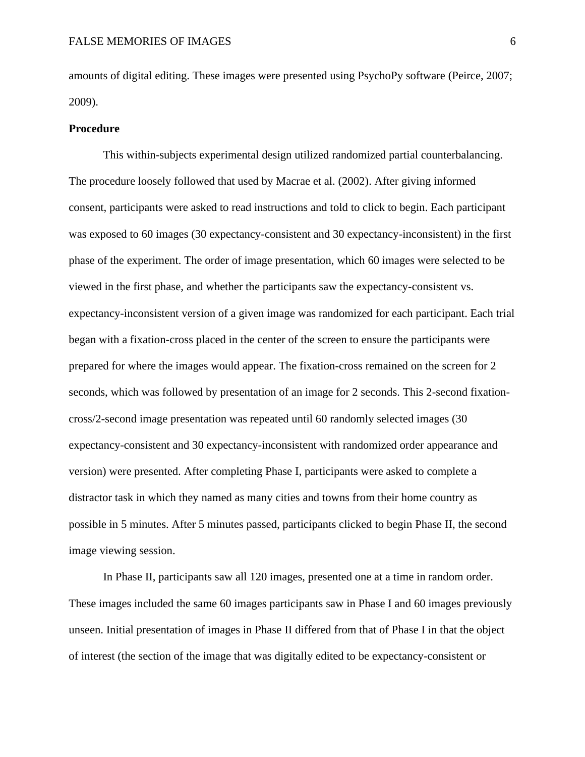amounts of digital editing. These images were presented using PsychoPy software (Peirce, 2007; 2009).

**Procedure**

This within-subjects experimental design utilized randomized partial counterbalancing. The procedure loosely followed that used by Macrae et al. (2002). After giving informed consent, participants were asked to read instructions and told to click to begin. Each participant was exposed to 60 images (30 expectancy-consistent and 30 expectancy-inconsistent) in the first phase of the experiment. The order of image presentation, which 60 images were selected to be viewed in the first phase, and whether the participants saw the expectancy-consistent vs. expectancy-inconsistent version of a given image was randomized for each participant. Each trial began with a fixation-cross placed in the center of the screen to ensure the participants were prepared for where the images would appear. The fixation-cross remained on the screen for 2 seconds, which was followed by presentation of an image for 2 seconds. This 2-second fixation-cross/2-second image presentation was repeated until 60 randomly selected images (30 expectancy-consistent and 30 expectancy-inconsistent with randomized order appearance and version) were presented. After completing Phase I, participants were asked to complete a distractor task in which they named as many cities and towns from their home country as possible in 5 minutes. After 5 minutes passed, participants clicked to begin Phase II, the second image viewing session.

In Phase II, participants saw all 120 images, presented one at a time in random order. These images included the same 60 images participants saw in Phase I and 60 images previously unseen. Initial presentation of images in Phase II differed from that of Phase I in that the object of interest (the section of the image that was digitally edited to be expectancy-consistent or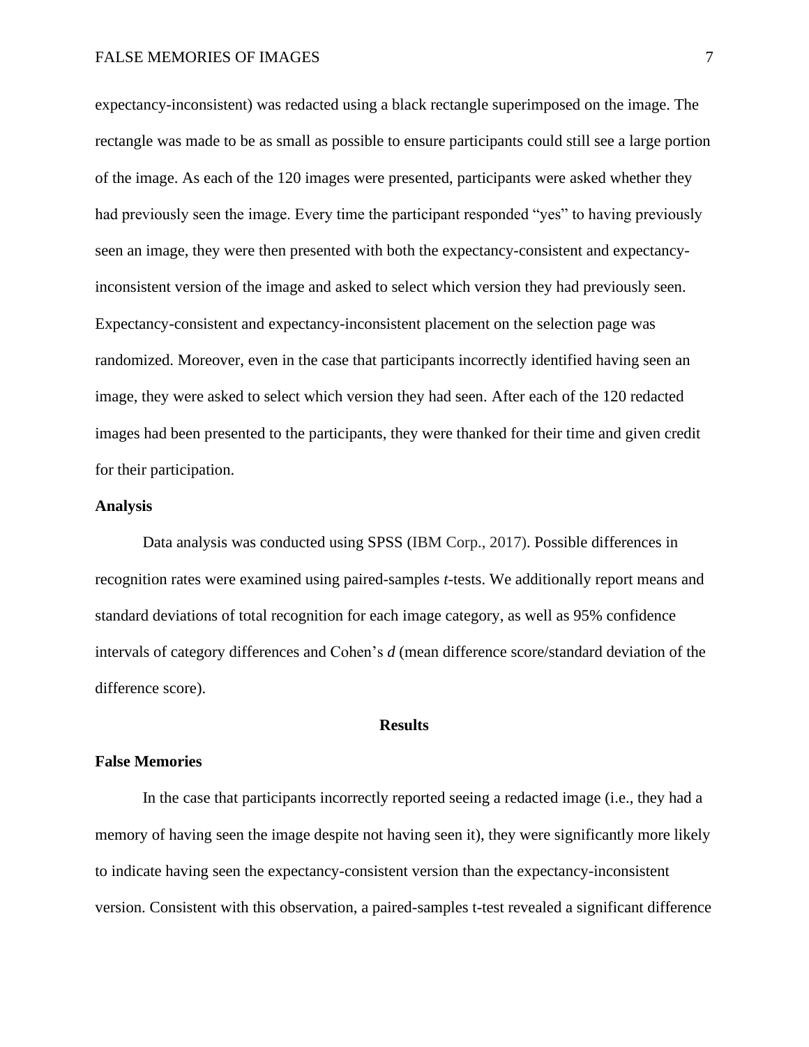expectancy-inconsistent) was redacted using a black rectangle superimposed on the image. The rectangle was made to be as small as possible to ensure participants could still see a large portion of the image. As each of the 120 images were presented, participants were asked whether they had previously seen the image. Every time the participant responded "yes" to having previously seen an image, they were then presented with both the expectancy-consistent and expectancy-inconsistent version of the image and asked to select which version they had previously seen. Expectancy-consistent and expectancy-inconsistent placement on the selection page was randomized. Moreover, even in the case that participants incorrectly identified having seen an image, they were asked to select which version they had seen. After each of the 120 redacted images had been presented to the participants, they were thanked for their time and given credit for their participation.

## Analysis

Data analysis was conducted using SPSS (IBM Corp., 2017). Possible differences in recognition rates were examined using paired-samples *t*-tests. We additionally report means and standard deviations of total recognition for each image category, as well as 95% confidence intervals of category differences and Cohen's *d* (mean difference score/standard deviation of the difference score).

# Results

## False Memories

In the case that participants incorrectly reported seeing a redacted image (i.e., they had a memory of having seen the image despite not having seen it), they were significantly more likely to indicate having seen the expectancy-consistent version than the expectancy-inconsistent version. Consistent with this observation, a paired-samples t-test revealed a significant difference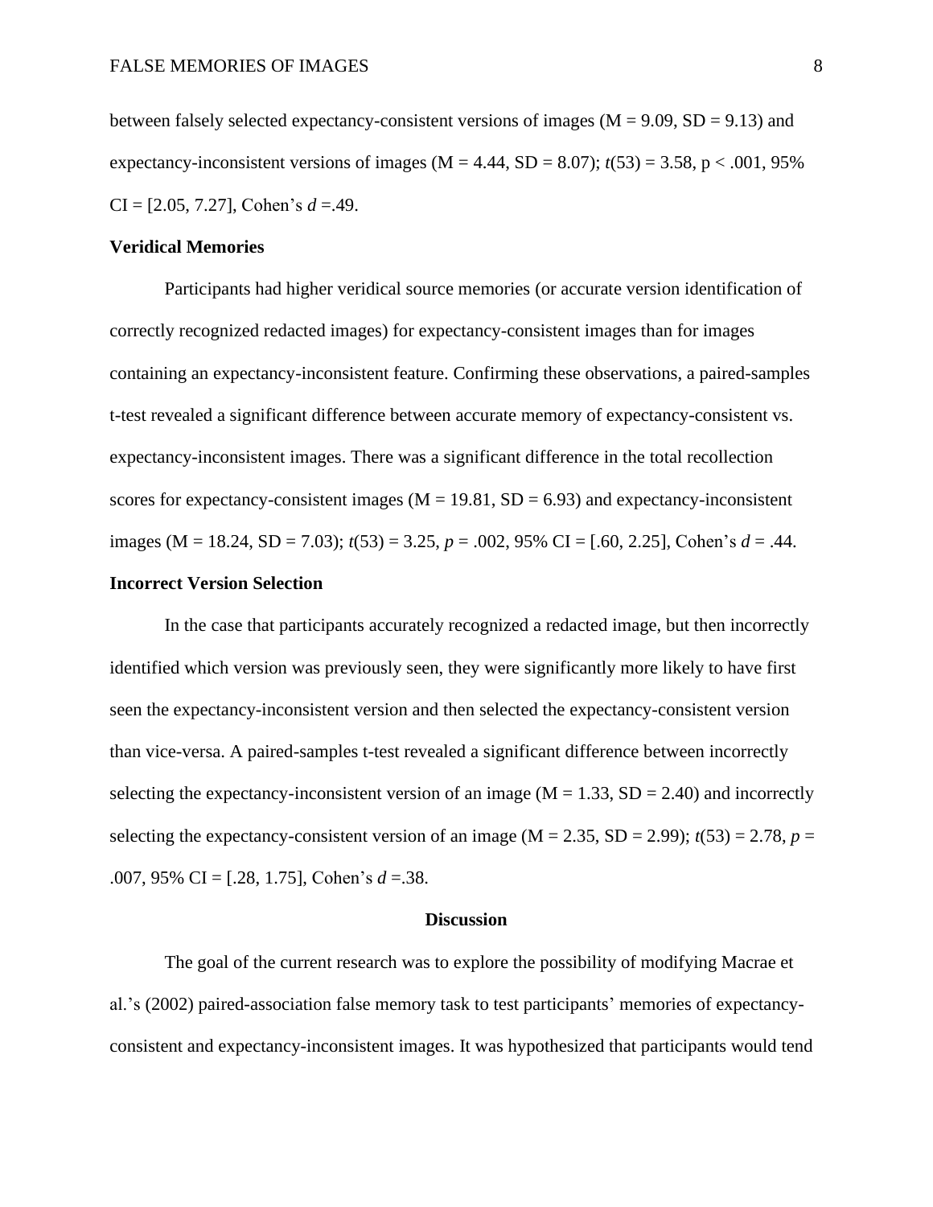between falsely selected expectancy-consistent versions of images ($M = 9.09$, $SD = 9.13$) and expectancy-inconsistent versions of images ($M = 4.44$, $SD = 8.07$); $t(53) = 3.58$, $p < .001$, 95% CI = [2.05, 7.27], Cohen's $d = .49$.

### Veridical Memories

Participants had higher veridical source memories (or accurate version identification of correctly recognized redacted images) for expectancy-consistent images than for images containing an expectancy-inconsistent feature. Confirming these observations, a paired-samples t-test revealed a significant difference between accurate memory of expectancy-consistent vs. expectancy-inconsistent images. There was a significant difference in the total recollection scores for expectancy-consistent images ($M = 19.81$, $SD = 6.93$) and expectancy-inconsistent images ($M = 18.24$, $SD = 7.03$); $t(53) = 3.25$, $p = .002$, 95% CI = [.60, 2.25], Cohen's $d = .44$.

### Incorrect Version Selection

In the case that participants accurately recognized a redacted image, but then incorrectly identified which version was previously seen, they were significantly more likely to have first seen the expectancy-inconsistent version and then selected the expectancy-consistent version than vice-versa. A paired-samples t-test revealed a significant difference between incorrectly selecting the expectancy-inconsistent version of an image ($M = 1.33$, $SD = 2.40$) and incorrectly selecting the expectancy-consistent version of an image ($M = 2.35$, $SD = 2.99$); $t(53) = 2.78$, $p = .007$, 95% CI = [.28, 1.75], Cohen's $d = .38$.

## Discussion

The goal of the current research was to explore the possibility of modifying Macrae et al.'s (2002) paired-association false memory task to test participants' memories of expectancy-consistent and expectancy-inconsistent images. It was hypothesized that participants would tend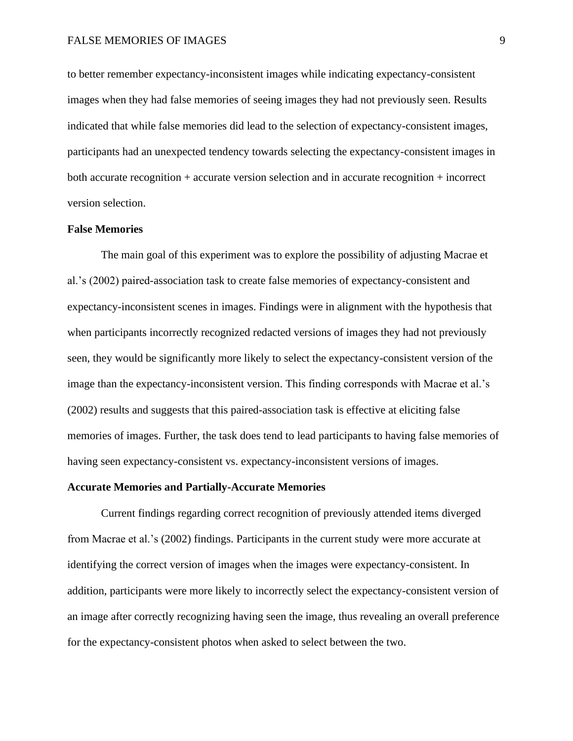to better remember expectancy-inconsistent images while indicating expectancy-consistent images when they had false memories of seeing images they had not previously seen. Results indicated that while false memories did lead to the selection of expectancy-consistent images, participants had an unexpected tendency towards selecting the expectancy-consistent images in both accurate recognition + accurate version selection and in accurate recognition + incorrect version selection.

**False Memories**

The main goal of this experiment was to explore the possibility of adjusting Macrae et al.'s (2002) paired-association task to create false memories of expectancy-consistent and expectancy-inconsistent scenes in images. Findings were in alignment with the hypothesis that when participants incorrectly recognized redacted versions of images they had not previously seen, they would be significantly more likely to select the expectancy-consistent version of the image than the expectancy-inconsistent version. This finding corresponds with Macrae et al.'s (2002) results and suggests that this paired-association task is effective at eliciting false memories of images. Further, the task does tend to lead participants to having false memories of having seen expectancy-consistent vs. expectancy-inconsistent versions of images.

**Accurate Memories and Partially-Accurate Memories**

Current findings regarding correct recognition of previously attended items diverged from Macrae et al.'s (2002) findings. Participants in the current study were more accurate at identifying the correct version of images when the images were expectancy-consistent. In addition, participants were more likely to incorrectly select the expectancy-consistent version of an image after correctly recognizing having seen the image, thus revealing an overall preference for the expectancy-consistent photos when asked to select between the two.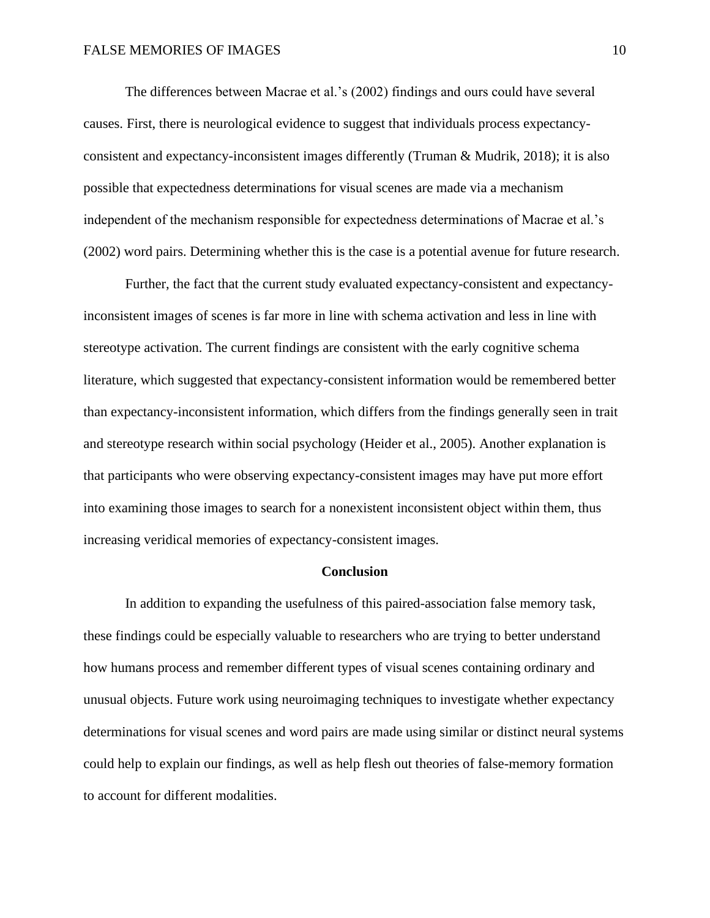The differences between Macrae et al.'s (2002) findings and ours could have several causes. First, there is neurological evidence to suggest that individuals process expectancy-consistent and expectancy-inconsistent images differently (Truman & Mudrik, 2018); it is also possible that expectedness determinations for visual scenes are made via a mechanism independent of the mechanism responsible for expectedness determinations of Macrae et al.'s (2002) word pairs. Determining whether this is the case is a potential avenue for future research.

Further, the fact that the current study evaluated expectancy-consistent and expectancy-inconsistent images of scenes is far more in line with schema activation and less in line with stereotype activation. The current findings are consistent with the early cognitive schema literature, which suggested that expectancy-consistent information would be remembered better than expectancy-inconsistent information, which differs from the findings generally seen in trait and stereotype research within social psychology (Heider et al., 2005). Another explanation is that participants who were observing expectancy-consistent images may have put more effort into examining those images to search for a nonexistent inconsistent object within them, thus increasing veridical memories of expectancy-consistent images.

## Conclusion

In addition to expanding the usefulness of this paired-association false memory task, these findings could be especially valuable to researchers who are trying to better understand how humans process and remember different types of visual scenes containing ordinary and unusual objects. Future work using neuroimaging techniques to investigate whether expectancy determinations for visual scenes and word pairs are made using similar or distinct neural systems could help to explain our findings, as well as help flesh out theories of false-memory formation to account for different modalities.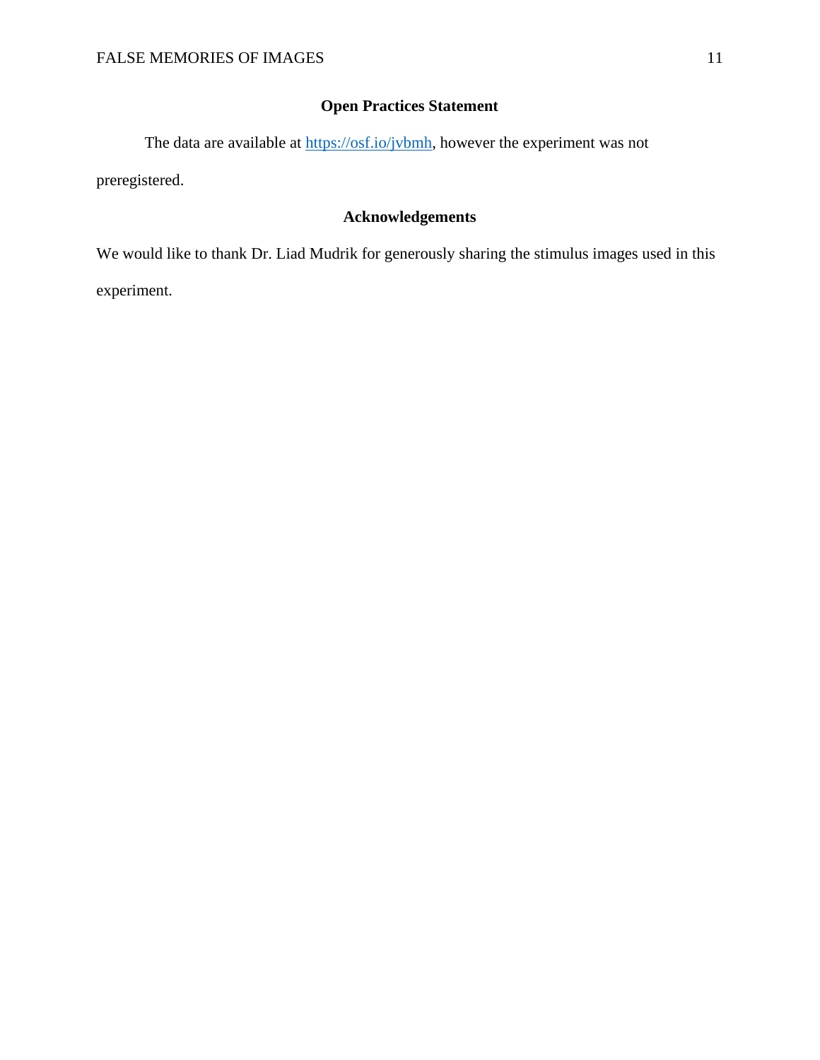## Open Practices Statement

The data are available at [https://osf.io/jvbmh](https://osf.io/jvbmh), however the experiment was not preregistered.

## Acknowledgements

We would like to thank Dr. Liad Mudrik for generously sharing the stimulus images used in this experiment.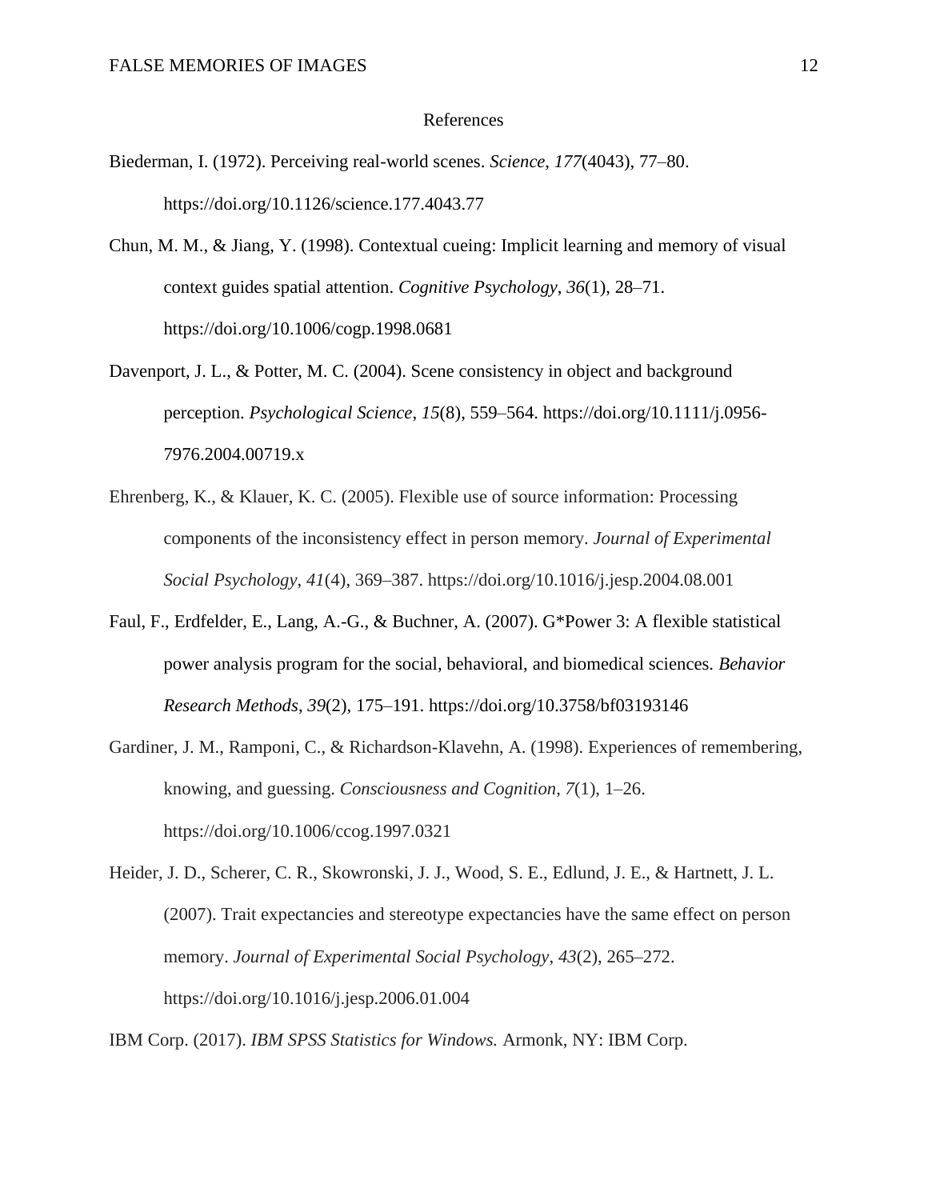# References

Biederman, I. (1972). Perceiving real-world scenes. *Science*, *177*(4043), 77–80. https://doi.org/10.1126/science.177.4043.77

Chun, M. M., & Jiang, Y. (1998). Contextual cueing: Implicit learning and memory of visual context guides spatial attention. *Cognitive Psychology*, *36*(1), 28–71. https://doi.org/10.1006/cogp.1998.0681

Davenport, J. L., & Potter, M. C. (2004). Scene consistency in object and background perception. *Psychological Science*, *15*(8), 559–564. https://doi.org/10.1111/j.0956-7976.2004.00719.x

Ehrenberg, K., & Klauer, K. C. (2005). Flexible use of source information: Processing components of the inconsistency effect in person memory. *Journal of Experimental Social Psychology*, *41*(4), 369–387. https://doi.org/10.1016/j.jesp.2004.08.001

Faul, F., Erdfelder, E., Lang, A.-G., & Buchner, A. (2007). G*Power 3: A flexible statistical power analysis program for the social, behavioral, and biomedical sciences. *Behavior Research Methods*, *39*(2), 175–191. https://doi.org/10.3758/bf03193146

Gardiner, J. M., Ramponi, C., & Richardson-Klavehn, A. (1998). Experiences of remembering, knowing, and guessing. *Consciousness and Cognition*, *7*(1), 1–26. https://doi.org/10.1006/ccog.1997.0321

Heider, J. D., Scherer, C. R., Skowronski, J. J., Wood, S. E., Edlund, J. E., & Hartnett, J. L. (2007). Trait expectancies and stereotype expectancies have the same effect on person memory. *Journal of Experimental Social Psychology*, *43*(2), 265–272. https://doi.org/10.1016/j.jesp.2006.01.004

IBM Corp. (2017). *IBM SPSS Statistics for Windows.* Armonk, NY: IBM Corp.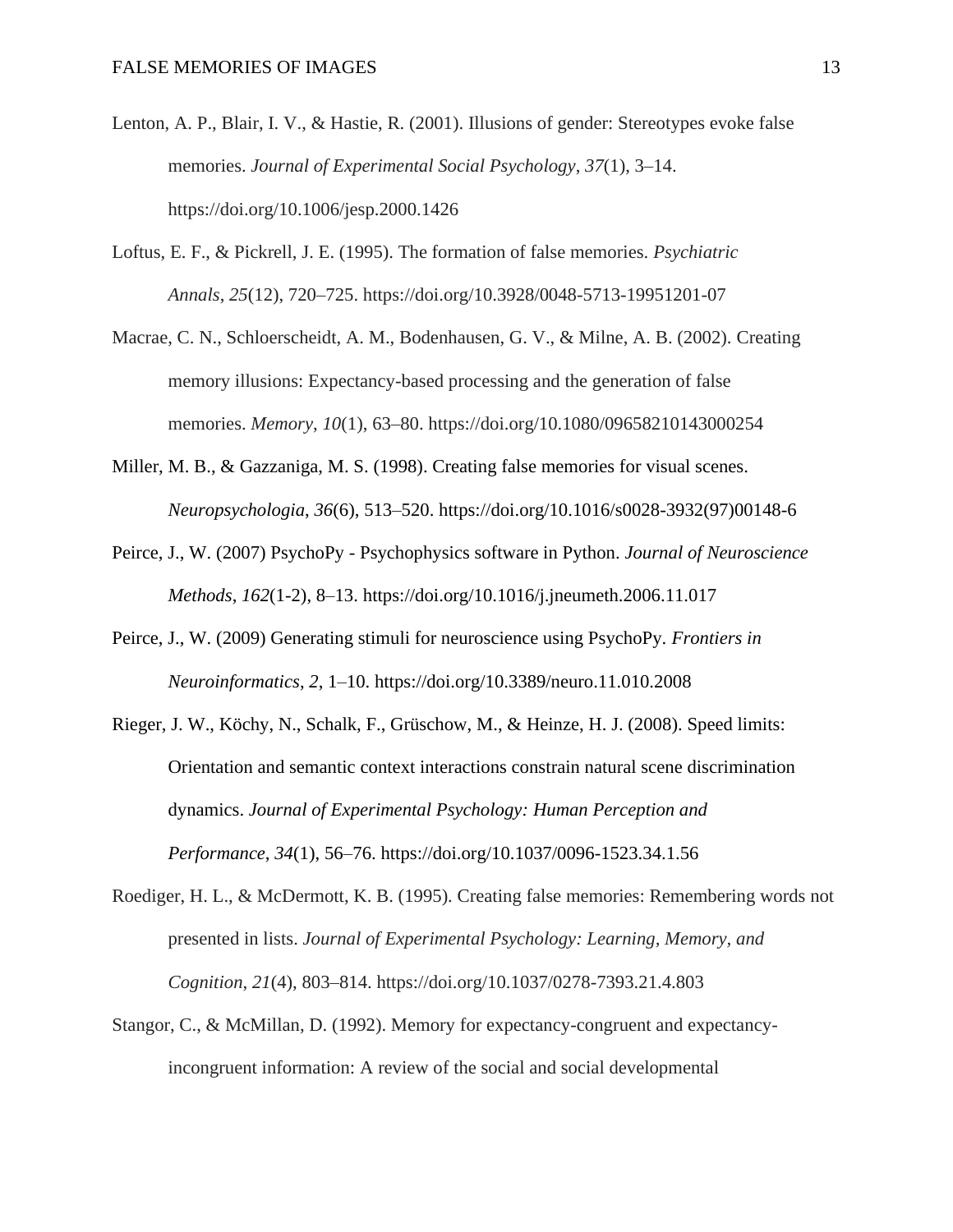Lenton, A. P., Blair, I. V., & Hastie, R. (2001). Illusions of gender: Stereotypes evoke false memories. *Journal of Experimental Social Psychology*, *37*(1), 3–14. https://doi.org/10.1006/jesp.2000.1426

Loftus, E. F., & Pickrell, J. E. (1995). The formation of false memories. *Psychiatric Annals*, *25*(12), 720–725. https://doi.org/10.3928/0048-5713-19951201-07

Macrae, C. N., Schloerscheidt, A. M., Bodenhausen, G. V., & Milne, A. B. (2002). Creating memory illusions: Expectancy-based processing and the generation of false memories. *Memory*, *10*(1), 63–80. https://doi.org/10.1080/09658210143000254

Miller, M. B., & Gazzaniga, M. S. (1998). Creating false memories for visual scenes. *Neuropsychologia*, *36*(6), 513–520. https://doi.org/10.1016/s0028-3932(97)00148-6

Peirce, J., W. (2007) PsychoPy - Psychophysics software in Python. *Journal of Neuroscience Methods*, *162*(1-2), 8–13. https://doi.org/10.1016/j.jneumeth.2006.11.017

Peirce, J., W. (2009) Generating stimuli for neuroscience using PsychoPy. *Frontiers in Neuroinformatics*, *2*, 1–10. https://doi.org/10.3389/neuro.11.010.2008

Rieger, J. W., Köchy, N., Schalk, F., Grüschow, M., & Heinze, H. J. (2008). Speed limits: Orientation and semantic context interactions constrain natural scene discrimination dynamics. *Journal of Experimental Psychology: Human Perception and Performance*, *34*(1), 56–76. https://doi.org/10.1037/0096-1523.34.1.56

Roediger, H. L., & McDermott, K. B. (1995). Creating false memories: Remembering words not presented in lists. *Journal of Experimental Psychology: Learning, Memory, and Cognition*, *21*(4), 803–814. https://doi.org/10.1037/0278-7393.21.4.803

Stangor, C., & McMillan, D. (1992). Memory for expectancy-congruent and expectancy-incongruent information: A review of the social and social developmental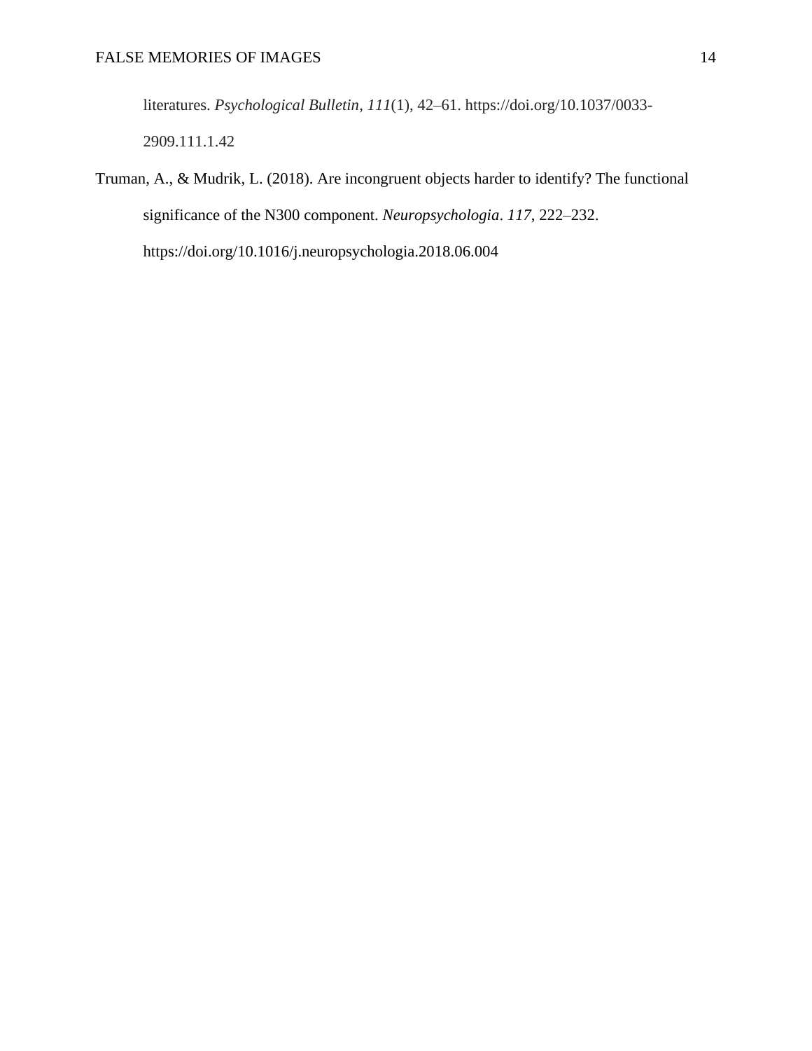literatures. *Psychological Bulletin*, *111*(1), 42–61. https://doi.org/10.1037/0033-2909.111.1.42

Truman, A., & Mudrik, L. (2018). Are incongruent objects harder to identify? The functional significance of the N300 component. *Neuropsychologia*. *117*, 222–232. https://doi.org/10.1016/j.neuropsychologia.2018.06.004